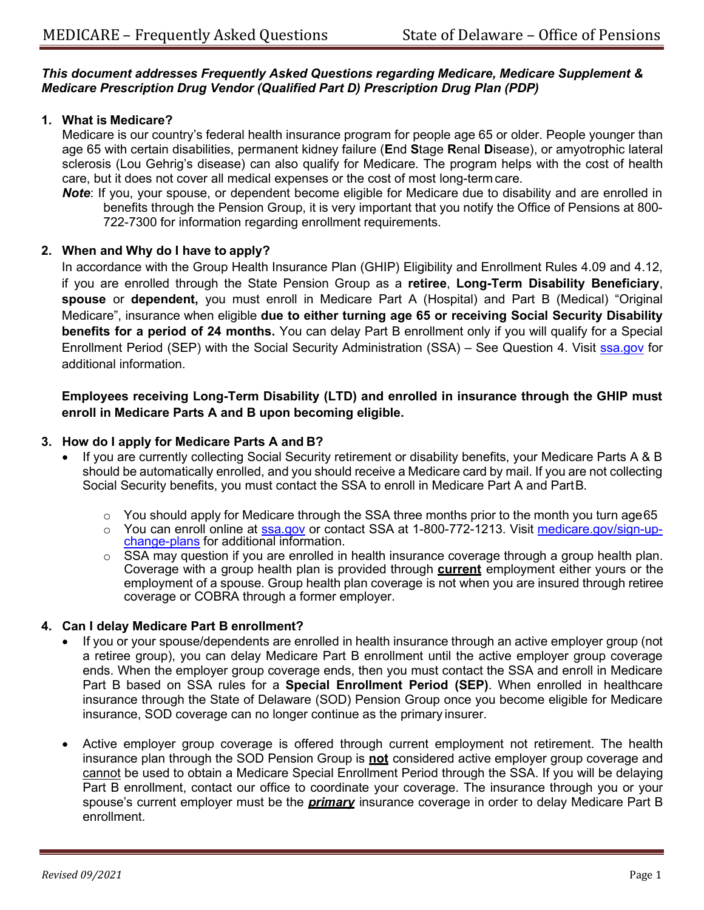***This document addresses Frequently Asked Questions regarding Medicare, Medicare Supplement & Medicare Prescription Drug Vendor (Qualified Part D) Prescription Drug Plan (PDP)***

1. **What is Medicare?**

   Medicare is our country's federal health insurance program for people age 65 or older. People younger than age 65 with certain disabilities, permanent kidney failure (**E**nd **S**tage **R**enal **D**isease), or amyotrophic lateral sclerosis (Lou Gehrig's disease) can also qualify for Medicare. The program helps with the cost of health care, but it does not cover all medical expenses or the cost of most long-term care.

   ***Note***: If you, your spouse, or dependent become eligible for Medicare due to disability and are enrolled in benefits through the Pension Group, it is very important that you notify the Office of Pensions at 800-722-7300 for information regarding enrollment requirements.

2. **When and Why do I have to apply?**

   In accordance with the Group Health Insurance Plan (GHIP) Eligibility and Enrollment Rules 4.09 and 4.12, if you are enrolled through the State Pension Group as a **retiree**, **Long-Term Disability Beneficiary**, **spouse** or **dependent,** you must enroll in Medicare Part A (Hospital) and Part B (Medical) "Original Medicare", insurance when eligible **due to either turning age 65 or receiving Social Security Disability benefits for a period of 24 months.** You can delay Part B enrollment only if you will qualify for a Special Enrollment Period (SEP) with the Social Security Administration (SSA) – See Question 4. Visit [ssa.gov](ssa.gov) for additional information.

   **Employees receiving Long-Term Disability (LTD) and enrolled in insurance through the GHIP must enroll in Medicare Parts A and B upon becoming eligible.**

3. **How do I apply for Medicare Parts A and B?**
   - If you are currently collecting Social Security retirement or disability benefits, your Medicare Parts A & B should be automatically enrolled, and you should receive a Medicare card by mail. If you are not collecting Social Security benefits, you must contact the SSA to enroll in Medicare Part A and Part B.
     - You should apply for Medicare through the SSA three months prior to the month you turn age 65
     - You can enroll online at [ssa.gov](ssa.gov) or contact SSA at 1-800-772-1213. Visit [medicare.gov/sign-up-change-plans](medicare.gov/sign-up-change-plans) for additional information.
     - SSA may question if you are enrolled in health insurance coverage through a group health plan. Coverage with a group health plan is provided through **current** employment either yours or the employment of a spouse. Group health plan coverage is not when you are insured through retiree coverage or COBRA through a former employer.

4. **Can I delay Medicare Part B enrollment?**
   - If you or your spouse/dependents are enrolled in health insurance through an active employer group (not a retiree group), you can delay Medicare Part B enrollment until the active employer group coverage ends. When the employer group coverage ends, then you must contact the SSA and enroll in Medicare Part B based on SSA rules for a **Special Enrollment Period (SEP)**. When enrolled in healthcare insurance through the State of Delaware (SOD) Pension Group once you become eligible for Medicare insurance, SOD coverage can no longer continue as the primary insurer.

   - Active employer group coverage is offered through current employment not retirement. The health insurance plan through the SOD Pension Group is **not** considered active employer group coverage and cannot be used to obtain a Medicare Special Enrollment Period through the SSA. If you will be delaying Part B enrollment, contact our office to coordinate your coverage. The insurance through you or your spouse's current employer must be the ***primary*** insurance coverage in order to delay Medicare Part B enrollment.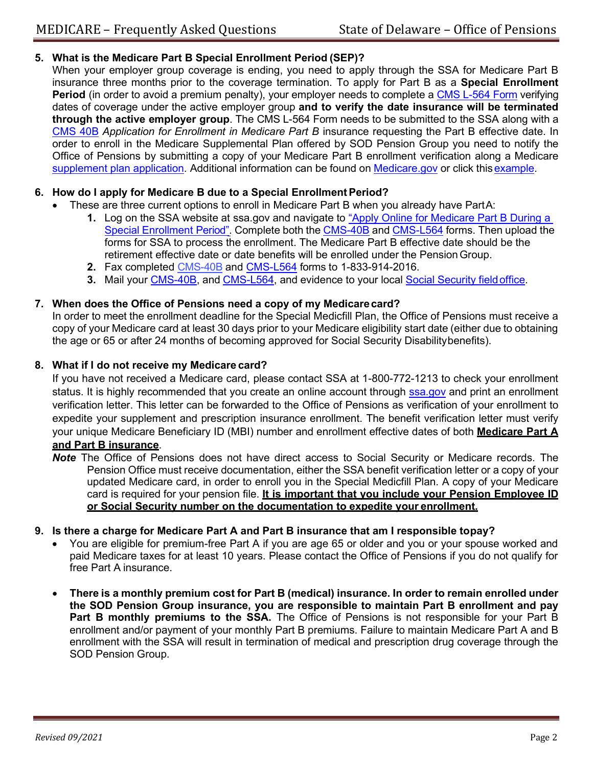**5. What is the Medicare Part B Special Enrollment Period (SEP)?**

When your employer group coverage is ending, you need to apply through the SSA for Medicare Part B insurance three months prior to the coverage termination. To apply for Part B as a **Special Enrollment Period** (in order to avoid a premium penalty), your employer needs to complete a CMS L-564 Form verifying dates of coverage under the active employer group **and to verify the date insurance will be terminated through the active employer group**. The CMS L-564 Form needs to be submitted to the SSA along with a CMS 40B *Application for Enrollment in Medicare Part B* insurance requesting the Part B effective date. In order to enroll in the Medicare Supplemental Plan offered by SOD Pension Group you need to notify the Office of Pensions by submitting a copy of your Medicare Part B enrollment verification along a Medicare supplement plan application. Additional information can be found on Medicare.gov or click this example.

**6. How do I apply for Medicare B due to a Special Enrollment Period?**

- These are three current options to enroll in Medicare Part B when you already have Part A:
  1. Log on the SSA website at ssa.gov and navigate to "Apply Online for Medicare Part B During a Special Enrollment Period". Complete both the CMS-40B and CMS-L564 forms. Then upload the forms for SSA to process the enrollment. The Medicare Part B effective date should be the retirement effective date or date benefits will be enrolled under the Pension Group.
  2. Fax completed CMS-40B and CMS-L564 forms to 1-833-914-2016.
  3. Mail your CMS-40B, and CMS-L564, and evidence to your local Social Security field office.

**7. When does the Office of Pensions need a copy of my Medicare card?**

In order to meet the enrollment deadline for the Special Medicfill Plan, the Office of Pensions must receive a copy of your Medicare card at least 30 days prior to your Medicare eligibility start date (either due to obtaining the age or 65 or after 24 months of becoming approved for Social Security Disability benefits).

**8. What if I do not receive my Medicare card?**

If you have not received a Medicare card, please contact SSA at 1-800-772-1213 to check your enrollment status. It is highly recommended that you create an online account through ssa.gov and print an enrollment verification letter. This letter can be forwarded to the Office of Pensions as verification of your enrollment to expedite your supplement and prescription insurance enrollment. The benefit verification letter must verify your unique Medicare Beneficiary ID (MBI) number and enrollment effective dates of both **Medicare Part A and Part B insurance**.

***Note*** The Office of Pensions does not have direct access to Social Security or Medicare records. The Pension Office must receive documentation, either the SSA benefit verification letter or a copy of your updated Medicare card, in order to enroll you in the Special Medicfill Plan. A copy of your Medicare card is required for your pension file. **It is important that you include your Pension Employee ID or Social Security number on the documentation to expedite your enrollment.**

**9. Is there a charge for Medicare Part A and Part B insurance that am I responsible to pay?**

- You are eligible for premium-free Part A if you are age 65 or older and you or your spouse worked and paid Medicare taxes for at least 10 years. Please contact the Office of Pensions if you do not qualify for free Part A insurance.

- **There is a monthly premium cost for Part B (medical) insurance. In order to remain enrolled under the SOD Pension Group insurance, you are responsible to maintain Part B enrollment and pay Part B monthly premiums to the SSA.** The Office of Pensions is not responsible for your Part B enrollment and/or payment of your monthly Part B premiums. Failure to maintain Medicare Part A and B enrollment with the SSA will result in termination of medical and prescription drug coverage through the SOD Pension Group.

*Revised 09/2021*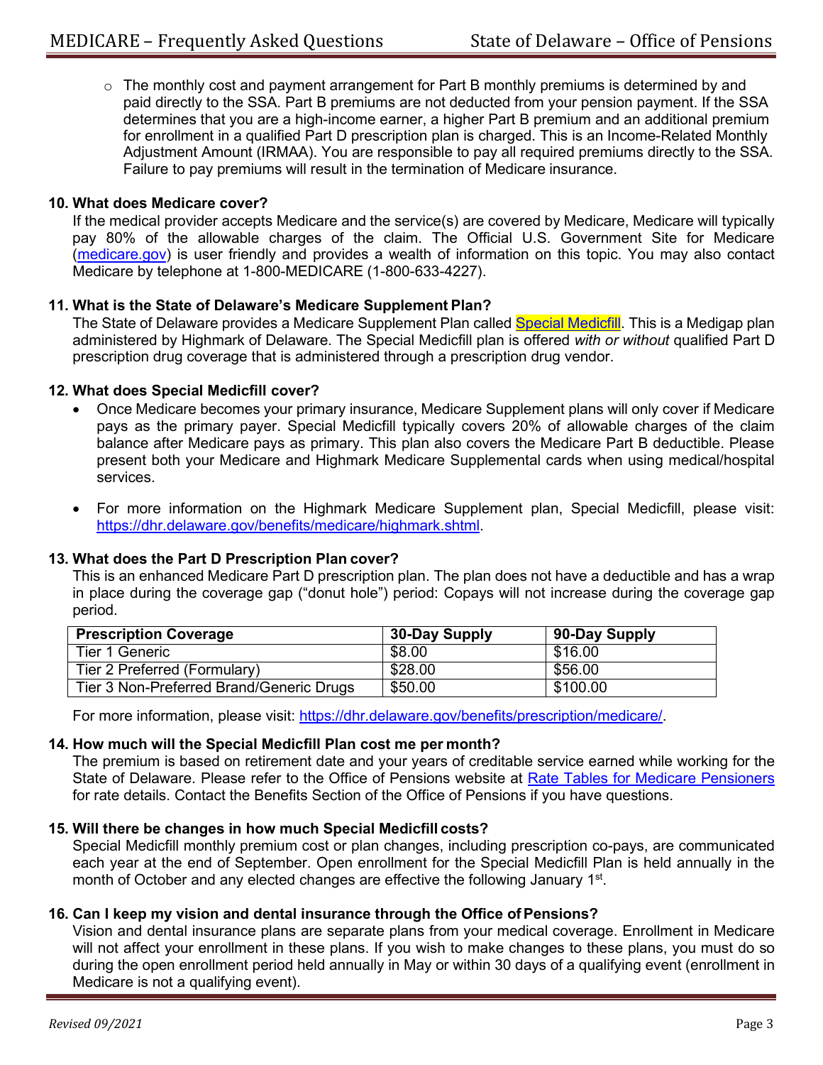- The monthly cost and payment arrangement for Part B monthly premiums is determined by and paid directly to the SSA. Part B premiums are not deducted from your pension payment. If the SSA determines that you are a high-income earner, a higher Part B premium and an additional premium for enrollment in a qualified Part D prescription plan is charged. This is an Income-Related Monthly Adjustment Amount (IRMAA). You are responsible to pay all required premiums directly to the SSA. Failure to pay premiums will result in the termination of Medicare insurance.

**10. What does Medicare cover?**

If the medical provider accepts Medicare and the service(s) are covered by Medicare, Medicare will typically pay 80% of the allowable charges of the claim. The Official U.S. Government Site for Medicare ([medicare.gov](medicare.gov)) is user friendly and provides a wealth of information on this topic. You may also contact Medicare by telephone at 1-800-MEDICARE (1-800-633-4227).

**11. What is the State of Delaware's Medicare Supplement Plan?**

The State of Delaware provides a Medicare Supplement Plan called Special Medicfill. This is a Medigap plan administered by Highmark of Delaware. The Special Medicfill plan is offered *with or without* qualified Part D prescription drug coverage that is administered through a prescription drug vendor.

**12. What does Special Medicfill cover?**

- Once Medicare becomes your primary insurance, Medicare Supplement plans will only cover if Medicare pays as the primary payer. Special Medicfill typically covers 20% of allowable charges of the claim balance after Medicare pays as primary. This plan also covers the Medicare Part B deductible. Please present both your Medicare and Highmark Medicare Supplemental cards when using medical/hospital services.
- For more information on the Highmark Medicare Supplement plan, Special Medicfill, please visit: [https://dhr.delaware.gov/benefits/medicare/highmark.shtml](https://dhr.delaware.gov/benefits/medicare/highmark.shtml).

**13. What does the Part D Prescription Plan cover?**

This is an enhanced Medicare Part D prescription plan. The plan does not have a deductible and has a wrap in place during the coverage gap ("donut hole") period: Copays will not increase during the coverage gap period.

| Prescription Coverage | 30-Day Supply | 90-Day Supply |
|---|---|---|
| Tier 1 Generic | $8.00 | $16.00 |
| Tier 2 Preferred (Formulary) | $28.00 | $56.00 |
| Tier 3 Non-Preferred Brand/Generic Drugs | $50.00 | $100.00 |

For more information, please visit: [https://dhr.delaware.gov/benefits/prescription/medicare/](https://dhr.delaware.gov/benefits/prescription/medicare/).

**14. How much will the Special Medicfill Plan cost me per month?**

The premium is based on retirement date and your years of creditable service earned while working for the State of Delaware. Please refer to the Office of Pensions website at Rate Tables for Medicare Pensioners for rate details. Contact the Benefits Section of the Office of Pensions if you have questions.

**15. Will there be changes in how much Special Medicfill costs?**

Special Medicfill monthly premium cost or plan changes, including prescription co-pays, are communicated each year at the end of September. Open enrollment for the Special Medicfill Plan is held annually in the month of October and any elected changes are effective the following January 1st.

**16. Can I keep my vision and dental insurance through the Office of Pensions?**

Vision and dental insurance plans are separate plans from your medical coverage. Enrollment in Medicare will not affect your enrollment in these plans. If you wish to make changes to these plans, you must do so during the open enrollment period held annually in May or within 30 days of a qualifying event (enrollment in Medicare is not a qualifying event).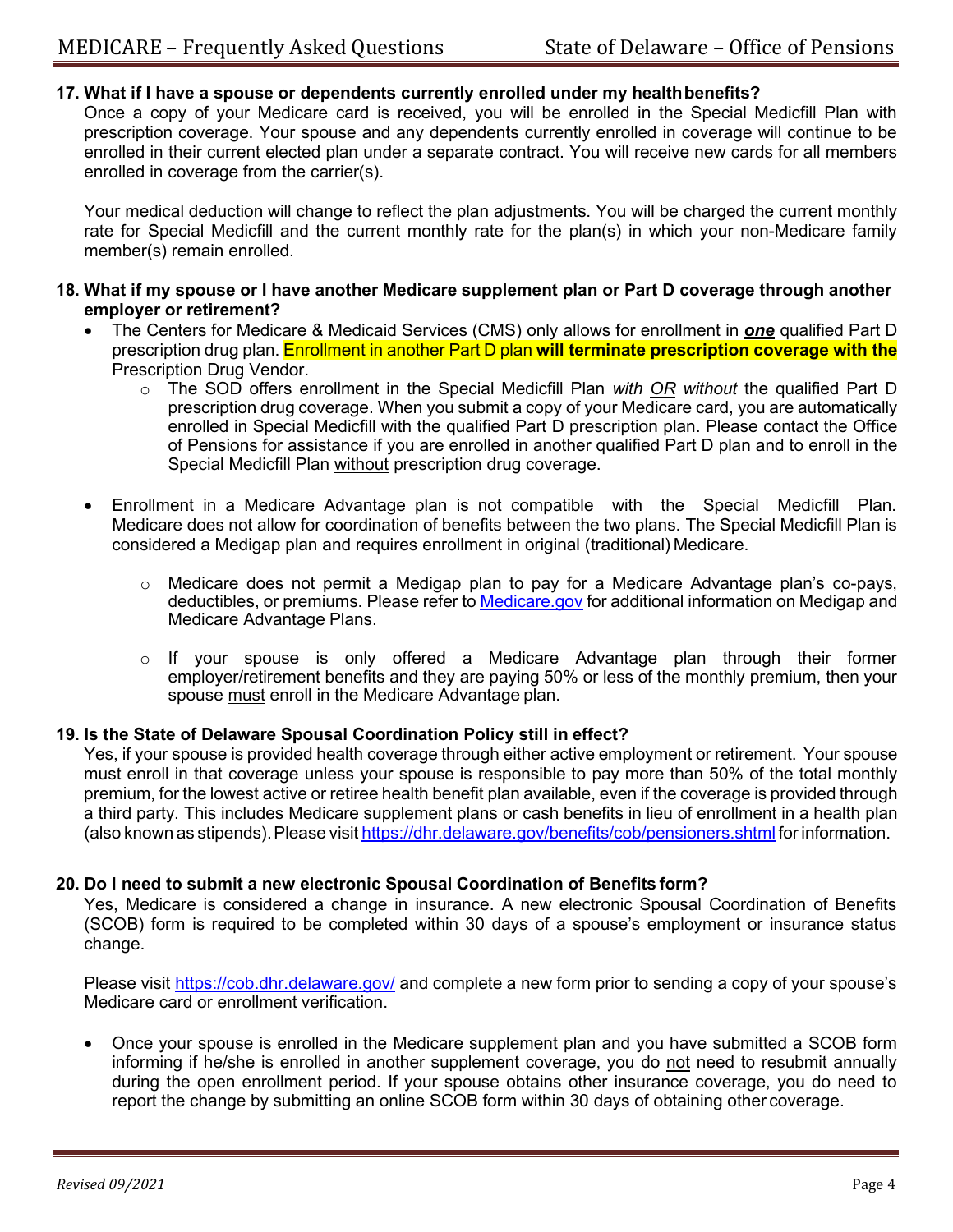**17. What if I have a spouse or dependents currently enrolled under my health benefits?**

Once a copy of your Medicare card is received, you will be enrolled in the Special Medicfill Plan with prescription coverage. Your spouse and any dependents currently enrolled in coverage will continue to be enrolled in their current elected plan under a separate contract. You will receive new cards for all members enrolled in coverage from the carrier(s).

Your medical deduction will change to reflect the plan adjustments. You will be charged the current monthly rate for Special Medicfill and the current monthly rate for the plan(s) in which your non-Medicare family member(s) remain enrolled.

**18. What if my spouse or I have another Medicare supplement plan or Part D coverage through another employer or retirement?**

- The Centers for Medicare & Medicaid Services (CMS) only allows for enrollment in ***one*** qualified Part D prescription drug plan. Enrollment in another Part D plan **will terminate prescription coverage with the** Prescription Drug Vendor.
  - The SOD offers enrollment in the Special Medicfill Plan *with OR without* the qualified Part D prescription drug coverage. When you submit a copy of your Medicare card, you are automatically enrolled in Special Medicfill with the qualified Part D prescription plan. Please contact the Office of Pensions for assistance if you are enrolled in another qualified Part D plan and to enroll in the Special Medicfill Plan without prescription drug coverage.

- Enrollment in a Medicare Advantage plan is not compatible with the Special Medicfill Plan. Medicare does not allow for coordination of benefits between the two plans. The Special Medicfill Plan is considered a Medigap plan and requires enrollment in original (traditional) Medicare.
  - Medicare does not permit a Medigap plan to pay for a Medicare Advantage plan's co-pays, deductibles, or premiums. Please refer to Medicare.gov for additional information on Medigap and Medicare Advantage Plans.
  - If your spouse is only offered a Medicare Advantage plan through their former employer/retirement benefits and they are paying 50% or less of the monthly premium, then your spouse must enroll in the Medicare Advantage plan.

**19. Is the State of Delaware Spousal Coordination Policy still in effect?**

Yes, if your spouse is provided health coverage through either active employment or retirement. Your spouse must enroll in that coverage unless your spouse is responsible to pay more than 50% of the total monthly premium, for the lowest active or retiree health benefit plan available, even if the coverage is provided through a third party. This includes Medicare supplement plans or cash benefits in lieu of enrollment in a health plan (also known as stipends). Please visit https://dhr.delaware.gov/benefits/cob/pensioners.shtml for information.

**20. Do I need to submit a new electronic Spousal Coordination of Benefits form?**

Yes, Medicare is considered a change in insurance. A new electronic Spousal Coordination of Benefits (SCOB) form is required to be completed within 30 days of a spouse's employment or insurance status change.

Please visit https://cob.dhr.delaware.gov/ and complete a new form prior to sending a copy of your spouse's Medicare card or enrollment verification.

- Once your spouse is enrolled in the Medicare supplement plan and you have submitted a SCOB form informing if he/she is enrolled in another supplement coverage, you do not need to resubmit annually during the open enrollment period. If your spouse obtains other insurance coverage, you do need to report the change by submitting an online SCOB form within 30 days of obtaining other coverage.

*Revised 09/2021*